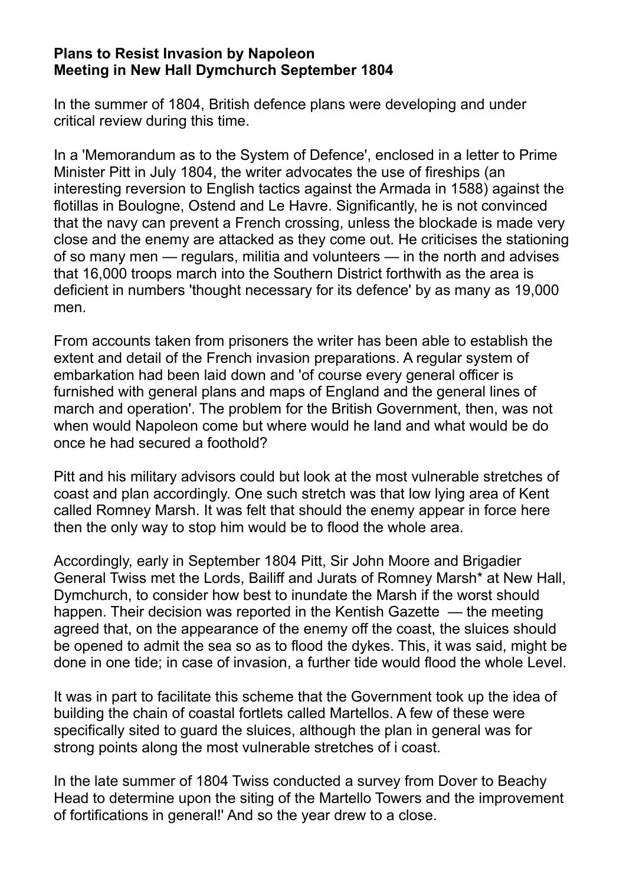**Plans to Resist Invasion by Napoleon**
**Meeting in New Hall Dymchurch September 1804**

In the summer of 1804, British defence plans were developing and under critical review during this time.

In a 'Memorandum as to the System of Defence', enclosed in a letter to Prime Minister Pitt in July 1804, the writer advocates the use of fireships (an interesting reversion to English tactics against the Armada in 1588) against the flotillas in Boulogne, Ostend and Le Havre. Significantly, he is not convinced that the navy can prevent a French crossing, unless the blockade is made very close and the enemy are attacked as they come out. He criticises the stationing of so many men — regulars, militia and volunteers — in the north and advises that 16,000 troops march into the Southern District forthwith as the area is deficient in numbers 'thought necessary for its defence' by as many as 19,000 men.

From accounts taken from prisoners the writer has been able to establish the extent and detail of the French invasion preparations. A regular system of embarkation had been laid down and 'of course every general officer is furnished with general plans and maps of England and the general lines of march and operation'. The problem for the British Government, then, was not when would Napoleon come but where would he land and what would be do once he had secured a foothold?

Pitt and his military advisors could but look at the most vulnerable stretches of coast and plan accordingly. One such stretch was that low lying area of Kent called Romney Marsh. It was felt that should the enemy appear in force here then the only way to stop him would be to flood the whole area.

Accordingly, early in September 1804 Pitt, Sir John Moore and Brigadier General Twiss met the Lords, Bailiff and Jurats of Romney Marsh* at New Hall, Dymchurch, to consider how best to inundate the Marsh if the worst should happen. Their decision was reported in the Kentish Gazette — the meeting agreed that, on the appearance of the enemy off the coast, the sluices should be opened to admit the sea so as to flood the dykes. This, it was said, might be done in one tide; in case of invasion, a further tide would flood the whole Level.

It was in part to facilitate this scheme that the Government took up the idea of building the chain of coastal fortlets called Martellos. A few of these were specifically sited to guard the sluices, although the plan in general was for strong points along the most vulnerable stretches of i coast.

In the late summer of 1804 Twiss conducted a survey from Dover to Beachy Head to determine upon the siting of the Martello Towers and the improvement of fortifications in general!' And so the year drew to a close.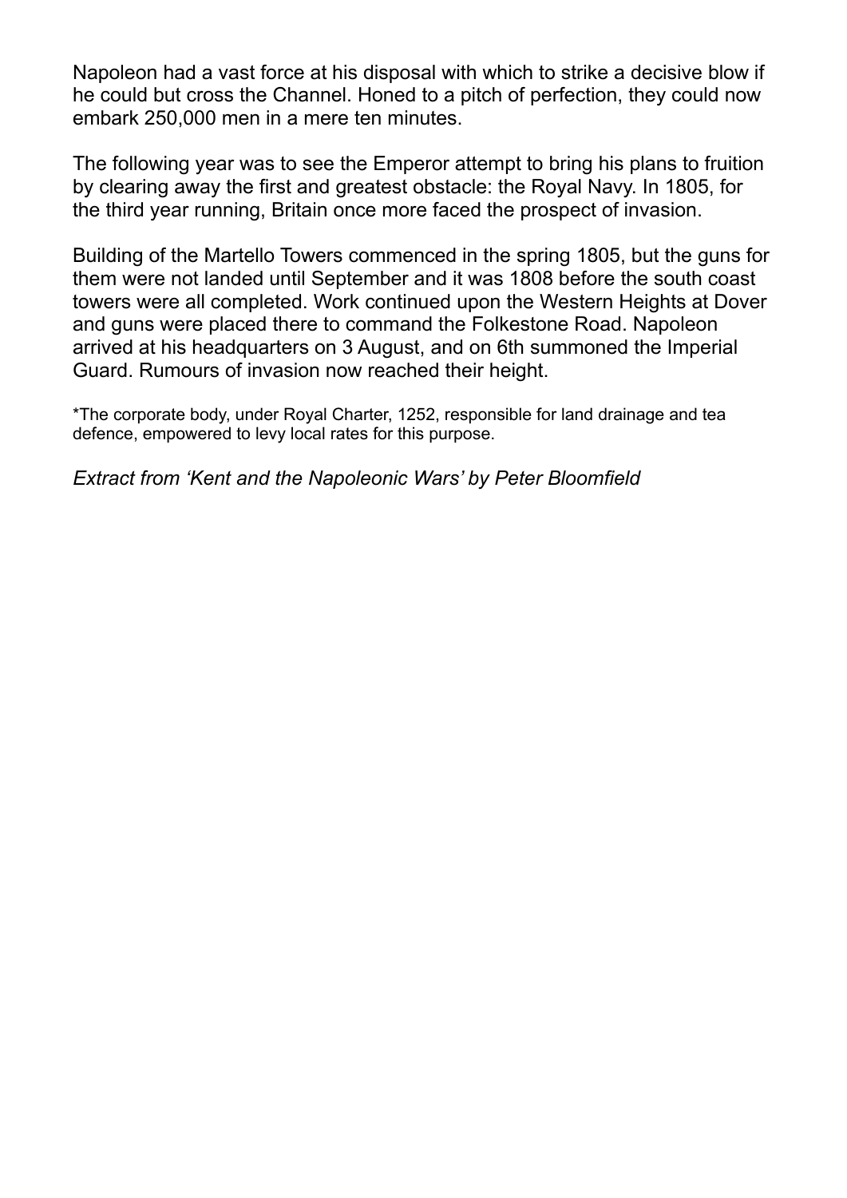Napoleon had a vast force at his disposal with which to strike a decisive blow if he could but cross the Channel. Honed to a pitch of perfection, they could now embark 250,000 men in a mere ten minutes.

The following year was to see the Emperor attempt to bring his plans to fruition by clearing away the first and greatest obstacle: the Royal Navy. In 1805, for the third year running, Britain once more faced the prospect of invasion.

Building of the Martello Towers commenced in the spring 1805, but the guns for them were not landed until September and it was 1808 before the south coast towers were all completed. Work continued upon the Western Heights at Dover and guns were placed there to command the Folkestone Road. Napoleon arrived at his headquarters on 3 August, and on 6th summoned the Imperial Guard. Rumours of invasion now reached their height.

*The corporate body, under Royal Charter, 1252, responsible for land drainage and tea defence, empowered to levy local rates for this purpose.

*Extract from 'Kent and the Napoleonic Wars' by Peter Bloomfield*